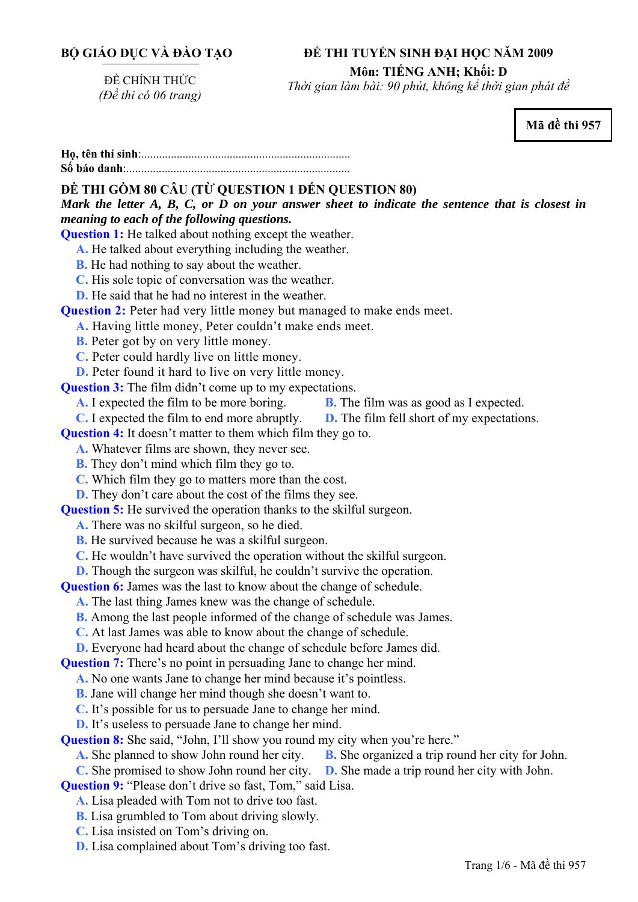**BỘ GIÁO DỤC VÀ ĐÀO TẠO**

ĐỀ CHÍNH THỨC
*(Đề thi có 06 trang)*

**ĐỀ THI TUYỂN SINH ĐẠI HỌC NĂM 2009**
**Môn: TIẾNG ANH; Khối: D**
*Thời gian làm bài: 90 phút, không kể thời gian phát đề*

**Mã đề thi 957**

**Họ, tên thí sinh**:.........................................................................
**Số báo danh**:.............................................................................

**ĐỀ THI GỒM 80 CÂU (TỪ QUESTION 1 ĐẾN QUESTION 80)**

***Mark the letter A, B, C, or D on your answer sheet to indicate the sentence that is closest in meaning to each of the following questions.***

**Question 1:** He talked about nothing except the weather.
- **A.** He talked about everything including the weather.
- **B.** He had nothing to say about the weather.
- **C.** His sole topic of conversation was the weather.
- **D.** He said that he had no interest in the weather.

**Question 2:** Peter had very little money but managed to make ends meet.
- **A.** Having little money, Peter couldn't make ends meet.
- **B.** Peter got by on very little money.
- **C.** Peter could hardly live on little money.
- **D.** Peter found it hard to live on very little money.

**Question 3:** The film didn't come up to my expectations.
- **A.** I expected the film to be more boring.
- **B.** The film was as good as I expected.
- **C.** I expected the film to end more abruptly.
- **D.** The film fell short of my expectations.

**Question 4:** It doesn't matter to them which film they go to.
- **A.** Whatever films are shown, they never see.
- **B.** They don't mind which film they go to.
- **C.** Which film they go to matters more than the cost.
- **D.** They don't care about the cost of the films they see.

**Question 5:** He survived the operation thanks to the skilful surgeon.
- **A.** There was no skilful surgeon, so he died.
- **B.** He survived because he was a skilful surgeon.
- **C.** He wouldn't have survived the operation without the skilful surgeon.
- **D.** Though the surgeon was skilful, he couldn't survive the operation.

**Question 6:** James was the last to know about the change of schedule.
- **A.** The last thing James knew was the change of schedule.
- **B.** Among the last people informed of the change of schedule was James.
- **C.** At last James was able to know about the change of schedule.
- **D.** Everyone had heard about the change of schedule before James did.

**Question 7:** There's no point in persuading Jane to change her mind.
- **A.** No one wants Jane to change her mind because it's pointless.
- **B.** Jane will change her mind though she doesn't want to.
- **C.** It's possible for us to persuade Jane to change her mind.
- **D.** It's useless to persuade Jane to change her mind.

**Question 8:** She said, "John, I'll show you round my city when you're here."
- **A.** She planned to show John round her city.
- **B.** She organized a trip round her city for John.
- **C.** She promised to show John round her city.
- **D.** She made a trip round her city with John.

**Question 9:** "Please don't drive so fast, Tom," said Lisa.
- **A.** Lisa pleaded with Tom not to drive too fast.
- **B.** Lisa grumbled to Tom about driving slowly.
- **C.** Lisa insisted on Tom's driving on.
- **D.** Lisa complained about Tom's driving too fast.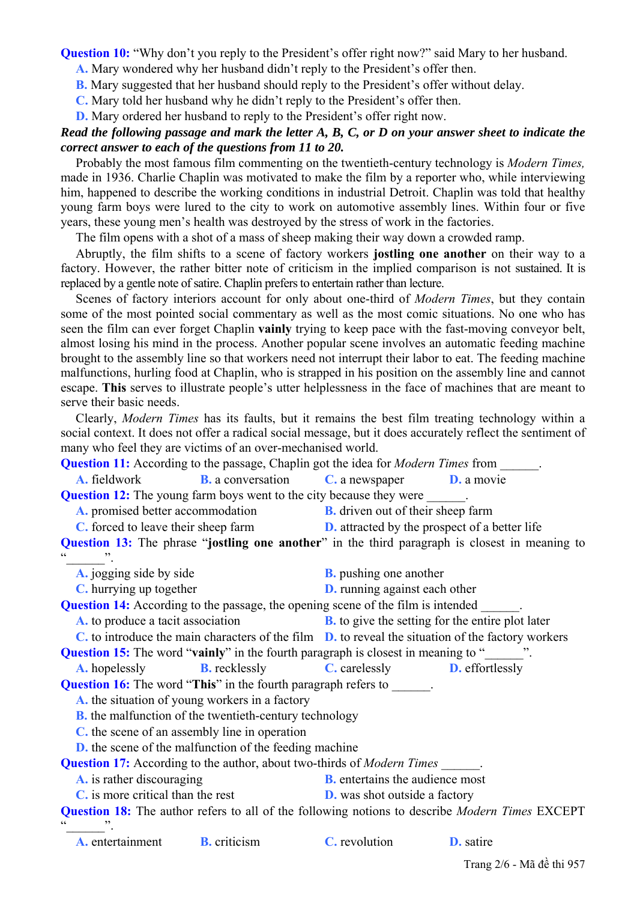**Question 10:** "Why don't you reply to the President's offer right now?" said Mary to her husband.

A. Mary wondered why her husband didn't reply to the President's offer then.
B. Mary suggested that her husband should reply to the President's offer without delay.
C. Mary told her husband why he didn't reply to the President's offer then.
D. Mary ordered her husband to reply to the President's offer right now.

***Read the following passage and mark the letter A, B, C, or D on your answer sheet to indicate the correct answer to each of the questions from 11 to 20.***

Probably the most famous film commenting on the twentieth-century technology is *Modern Times,* made in 1936. Charlie Chaplin was motivated to make the film by a reporter who, while interviewing him, happened to describe the working conditions in industrial Detroit. Chaplin was told that healthy young farm boys were lured to the city to work on automotive assembly lines. Within four or five years, these young men's health was destroyed by the stress of work in the factories.

The film opens with a shot of a mass of sheep making their way down a crowded ramp.

Abruptly, the film shifts to a scene of factory workers **jostling one another** on their way to a factory. However, the rather bitter note of criticism in the implied comparison is not sustained. It is replaced by a gentle note of satire. Chaplin prefers to entertain rather than lecture.

Scenes of factory interiors account for only about one-third of *Modern Times*, but they contain some of the most pointed social commentary as well as the most comic situations. No one who has seen the film can ever forget Chaplin **vainly** trying to keep pace with the fast-moving conveyor belt, almost losing his mind in the process. Another popular scene involves an automatic feeding machine brought to the assembly line so that workers need not interrupt their labor to eat. The feeding machine malfunctions, hurling food at Chaplin, who is strapped in his position on the assembly line and cannot escape. **This** serves to illustrate people's utter helplessness in the face of machines that are meant to serve their basic needs.

Clearly, *Modern Times* has its faults, but it remains the best film treating technology within a social context. It does not offer a radical social message, but it does accurately reflect the sentiment of many who feel they are victims of an over-mechanised world.

**Question 11:** According to the passage, Chaplin got the idea for *Modern Times* from ______.

A. fieldwork
B. a conversation
C. a newspaper
D. a movie

**Question 12:** The young farm boys went to the city because they were ______.

A. promised better accommodation
B. driven out of their sheep farm
C. forced to leave their sheep farm
D. attracted by the prospect of a better life

**Question 13:** The phrase "**jostling one another**" in the third paragraph is closest in meaning to "______".

A. jogging side by side
B. pushing one another
C. hurrying up together
D. running against each other

**Question 14:** According to the passage, the opening scene of the film is intended ______.

A. to produce a tacit association
B. to give the setting for the entire plot later
C. to introduce the main characters of the film
D. to reveal the situation of the factory workers

**Question 15:** The word "**vainly**" in the fourth paragraph is closest in meaning to "______".

A. hopelessly
B. recklessly
C. carelessly
D. effortlessly

**Question 16:** The word "**This**" in the fourth paragraph refers to ______.

A. the situation of young workers in a factory
B. the malfunction of the twentieth-century technology
C. the scene of an assembly line in operation
D. the scene of the malfunction of the feeding machine

**Question 17:** According to the author, about two-thirds of *Modern Times* ______.

A. is rather discouraging
B. entertains the audience most
C. is more critical than the rest
D. was shot outside a factory

**Question 18:** The author refers to all of the following notions to describe *Modern Times* EXCEPT "______".

A. entertainment
B. criticism
C. revolution
D. satire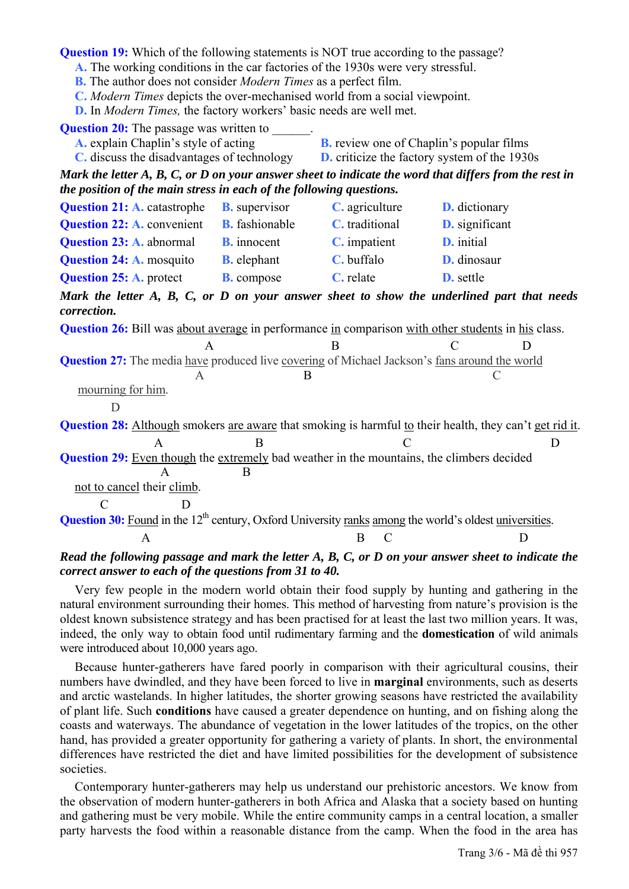**Question 19:** Which of the following statements is NOT true according to the passage?

**A.** The working conditions in the car factories of the 1930s were very stressful.
**B.** The author does not consider *Modern Times* as a perfect film.
**C.** *Modern Times* depicts the over-mechanised world from a social viewpoint.
**D.** In *Modern Times,* the factory workers' basic needs are well met.

**Question 20:** The passage was written to ______.

**A.** explain Chaplin's style of acting
**B.** review one of Chaplin's popular films
**C.** discuss the disadvantages of technology
**D.** criticize the factory system of the 1930s

***Mark the letter A, B, C, or D on your answer sheet to indicate the word that differs from the rest in the position of the main stress in each of the following questions.***

**Question 21: A.** catastrophe **B.** supervisor **C.** agriculture **D.** dictionary

**Question 22: A.** convenient **B.** fashionable **C.** traditional **D.** significant

**Question 23: A.** abnormal **B.** innocent **C.** impatient **D.** initial

**Question 24: A.** mosquito **B.** elephant **C.** buffalo **D.** dinosaur

**Question 25: A.** protect **B.** compose **C.** relate **D.** settle

***Mark the letter A, B, C, or D on your answer sheet to show the underlined part that needs correction.***

**Question 26:** Bill was about average (A) in performance in (B) comparison with other students (C) in his (D) class.

**Question 27:** The media have (A) produced live covering (B) of Michael Jackson's fans around the world (C) mourning for him (D).

**Question 28:** Although (A) smokers are aware (B) that smoking is harmful to (C) their health, they can't get rid it (D).

**Question 29:** Even though (A) the extremely (B) bad weather in the mountains, the climbers decided not to cancel (C) their climb (D).

**Question 30:** Found (A) in the 12th century, Oxford University ranks (B) among (C) the world's oldest universities (D).

***Read the following passage and mark the letter A, B, C, or D on your answer sheet to indicate the correct answer to each of the questions from 31 to 40.***

Very few people in the modern world obtain their food supply by hunting and gathering in the natural environment surrounding their homes. This method of harvesting from nature's provision is the oldest known subsistence strategy and has been practised for at least the last two million years. It was, indeed, the only way to obtain food until rudimentary farming and the **domestication** of wild animals were introduced about 10,000 years ago.

Because hunter-gatherers have fared poorly in comparison with their agricultural cousins, their numbers have dwindled, and they have been forced to live in **marginal** environments, such as deserts and arctic wastelands. In higher latitudes, the shorter growing seasons have restricted the availability of plant life. Such **conditions** have caused a greater dependence on hunting, and on fishing along the coasts and waterways. The abundance of vegetation in the lower latitudes of the tropics, on the other hand, has provided a greater opportunity for gathering a variety of plants. In short, the environmental differences have restricted the diet and have limited possibilities for the development of subsistence societies.

Contemporary hunter-gatherers may help us understand our prehistoric ancestors. We know from the observation of modern hunter-gatherers in both Africa and Alaska that a society based on hunting and gathering must be very mobile. While the entire community camps in a central location, a smaller party harvests the food within a reasonable distance from the camp. When the food in the area has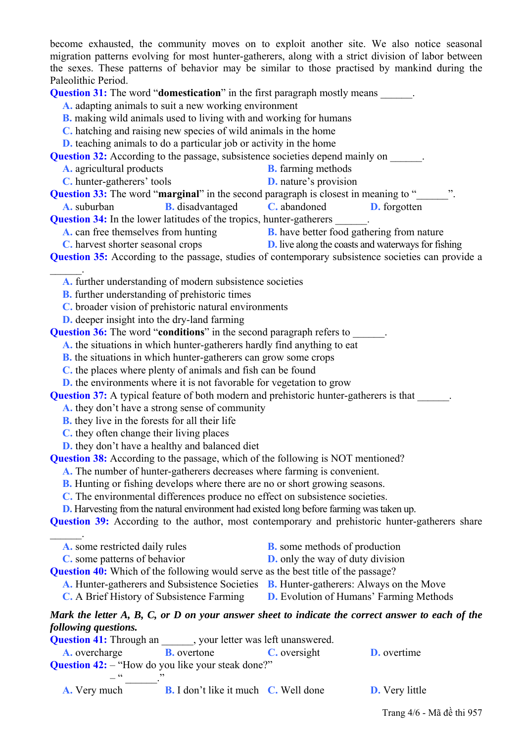become exhausted, the community moves on to exploit another site. We also notice seasonal migration patterns evolving for most hunter-gatherers, along with a strict division of labor between the sexes. These patterns of behavior may be similar to those practised by mankind during the Paleolithic Period.

**Question 31:** The word "**domestication**" in the first paragraph mostly means ______.

A. adapting animals to suit a new working environment
B. making wild animals used to living with and working for humans
C. hatching and raising new species of wild animals in the home
D. teaching animals to do a particular job or activity in the home

**Question 32:** According to the passage, subsistence societies depend mainly on ______.

A. agricultural products
B. farming methods
C. hunter-gatherers' tools
D. nature's provision

**Question 33:** The word "**marginal**" in the second paragraph is closest in meaning to "______".

A. suburban
B. disadvantaged
C. abandoned
D. forgotten

**Question 34:** In the lower latitudes of the tropics, hunter-gatherers ______.

A. can free themselves from hunting
B. have better food gathering from nature
C. harvest shorter seasonal crops
D. live along the coasts and waterways for fishing

**Question 35:** According to the passage, studies of contemporary subsistence societies can provide a ______.

A. further understanding of modern subsistence societies
B. further understanding of prehistoric times
C. broader vision of prehistoric natural environments
D. deeper insight into the dry-land farming

**Question 36:** The word "**conditions**" in the second paragraph refers to ______.

A. the situations in which hunter-gatherers hardly find anything to eat
B. the situations in which hunter-gatherers can grow some crops
C. the places where plenty of animals and fish can be found
D. the environments where it is not favorable for vegetation to grow

**Question 37:** A typical feature of both modern and prehistoric hunter-gatherers is that ______.

A. they don't have a strong sense of community
B. they live in the forests for all their life
C. they often change their living places
D. they don't have a healthy and balanced diet

**Question 38:** According to the passage, which of the following is NOT mentioned?

A. The number of hunter-gatherers decreases where farming is convenient.
B. Hunting or fishing develops where there are no or short growing seasons.
C. The environmental differences produce no effect on subsistence societies.
D. Harvesting from the natural environment had existed long before farming was taken up.

**Question 39:** According to the author, most contemporary and prehistoric hunter-gatherers share ______.

A. some restricted daily rules
B. some methods of production
C. some patterns of behavior
D. only the way of duty division

**Question 40:** Which of the following would serve as the best title of the passage?

A. Hunter-gatherers and Subsistence Societies
B. Hunter-gatherers: Always on the Move
C. A Brief History of Subsistence Farming
D. Evolution of Humans' Farming Methods

***Mark the letter A, B, C, or D on your answer sheet to indicate the correct answer to each of the following questions.***

**Question 41:** Through an ______, your letter was left unanswered.

A. overcharge
B. overtone
C. oversight
D. overtime

**Question 42:** – "How do you like your steak done?"
– "______."

A. Very much
B. I don't like it much
C. Well done
D. Very little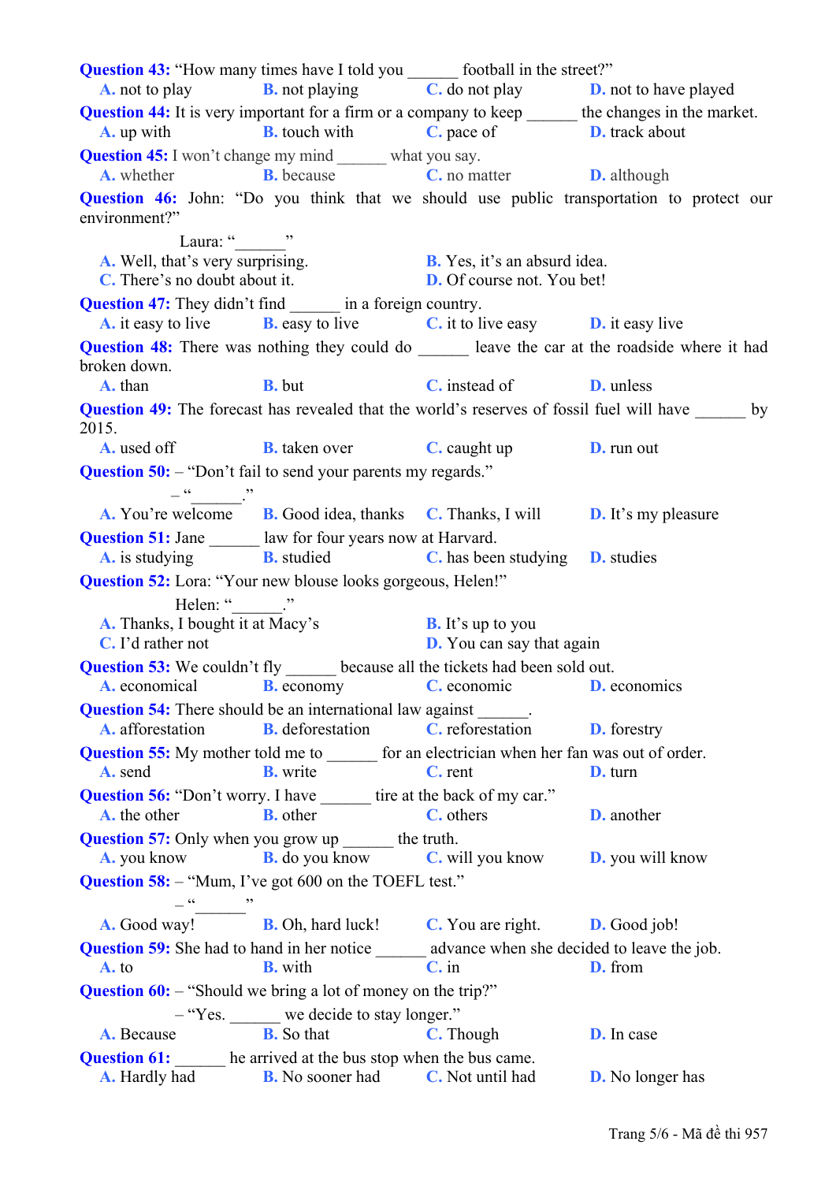**Question 43:** "How many times have I told you ______ football in the street?"

A. not to play B. not playing C. do not play D. not to have played

**Question 44:** It is very important for a firm or a company to keep ______ the changes in the market.

A. up with B. touch with C. pace of D. track about

**Question 45:** I won't change my mind ______ what you say.

A. whether B. because C. no matter D. although

**Question 46:** John: "Do you think that we should use public transportation to protect our environment?"

Laura: "______"

A. Well, that's very surprising. B. Yes, it's an absurd idea.
C. There's no doubt about it. D. Of course not. You bet!

**Question 47:** They didn't find ______ in a foreign country.

A. it easy to live B. easy to live C. it to live easy D. it easy live

**Question 48:** There was nothing they could do ______ leave the car at the roadside where it had broken down.

A. than B. but C. instead of D. unless

**Question 49:** The forecast has revealed that the world's reserves of fossil fuel will have ______ by 2015.

A. used off B. taken over C. caught up D. run out

**Question 50:** – "Don't fail to send your parents my regards."

– "______."

A. You're welcome B. Good idea, thanks C. Thanks, I will D. It's my pleasure

**Question 51:** Jane ______ law for four years now at Harvard.

A. is studying B. studied C. has been studying D. studies

**Question 52:** Lora: "Your new blouse looks gorgeous, Helen!"

Helen: "______."

A. Thanks, I bought it at Macy's B. It's up to you
C. I'd rather not D. You can say that again

**Question 53:** We couldn't fly ______ because all the tickets had been sold out.

A. economical B. economy C. economic D. economics

**Question 54:** There should be an international law against ______.

A. afforestation B. deforestation C. reforestation D. forestry

**Question 55:** My mother told me to ______ for an electrician when her fan was out of order.

A. send B. write C. rent D. turn

**Question 56:** "Don't worry. I have ______ tire at the back of my car."

A. the other B. other C. others D. another

**Question 57:** Only when you grow up ______ the truth.

A. you know B. do you know C. will you know D. you will know

**Question 58:** – "Mum, I've got 600 on the TOEFL test."

– "______"

A. Good way! B. Oh, hard luck! C. You are right. D. Good job!

**Question 59:** She had to hand in her notice ______ advance when she decided to leave the job.

A. to B. with C. in D. from

**Question 60:** – "Should we bring a lot of money on the trip?"

– "Yes. ______ we decide to stay longer."

A. Because B. So that C. Though D. In case

**Question 61:** ______ he arrived at the bus stop when the bus came.

A. Hardly had B. No sooner had C. Not until had D. No longer has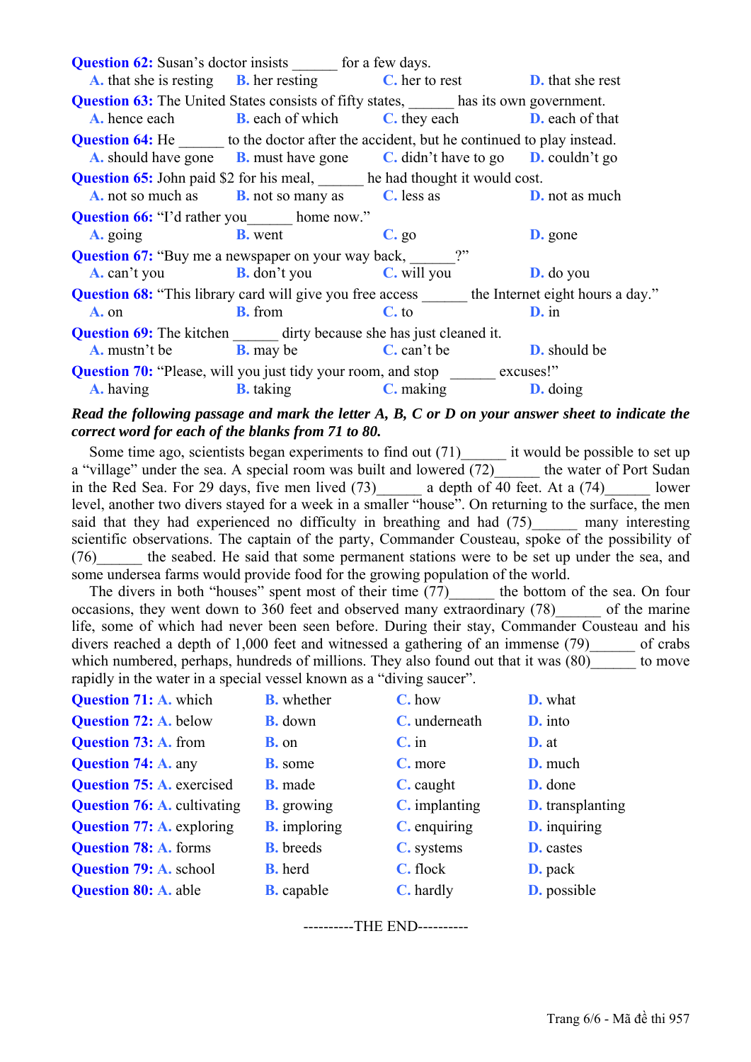**Question 62:** Susan's doctor insists ______ for a few days.
A. that she is resting B. her resting C. her to rest D. that she rest

**Question 63:** The United States consists of fifty states, ______ has its own government.
A. hence each B. each of which C. they each D. each of that

**Question 64:** He ______ to the doctor after the accident, but he continued to play instead.
A. should have gone B. must have gone C. didn't have to go D. couldn't go

**Question 65:** John paid $2 for his meal, ______ he had thought it would cost.
A. not so much as B. not so many as C. less as D. not as much

**Question 66:** "I'd rather you______ home now."
A. going B. went C. go D. gone

**Question 67:** "Buy me a newspaper on your way back, ______?"
A. can't you B. don't you C. will you D. do you

**Question 68:** "This library card will give you free access ______ the Internet eight hours a day."
A. on B. from C. to D. in

**Question 69:** The kitchen ______ dirty because she has just cleaned it.
A. mustn't be B. may be C. can't be D. should be

**Question 70:** "Please, will you just tidy your room, and stop ______ excuses!"
A. having B. taking C. making D. doing

***Read the following passage and mark the letter A, B, C or D on your answer sheet to indicate the correct word for each of the blanks from 71 to 80.***

Some time ago, scientists began experiments to find out (71)______ it would be possible to set up a "village" under the sea. A special room was built and lowered (72)______ the water of Port Sudan in the Red Sea. For 29 days, five men lived (73)______ a depth of 40 feet. At a (74)______ lower level, another two divers stayed for a week in a smaller "house". On returning to the surface, the men said that they had experienced no difficulty in breathing and had (75)______ many interesting scientific observations. The captain of the party, Commander Cousteau, spoke of the possibility of (76)______ the seabed. He said that some permanent stations were to be set up under the sea, and some undersea farms would provide food for the growing population of the world.

The divers in both "houses" spent most of their time (77)______ the bottom of the sea. On four occasions, they went down to 360 feet and observed many extraordinary (78)______ of the marine life, some of which had never been seen before. During their stay, Commander Cousteau and his divers reached a depth of 1,000 feet and witnessed a gathering of an immense (79)______ of crabs which numbered, perhaps, hundreds of millions. They also found out that it was (80)______ to move rapidly in the water in a special vessel known as a "diving saucer".

**Question 71:** A. which B. whether C. how D. what

**Question 72:** A. below B. down C. underneath D. into

**Question 73:** A. from B. on C. in D. at

**Question 74:** A. any B. some C. more D. much

**Question 75:** A. exercised B. made C. caught D. done

**Question 76:** A. cultivating B. growing C. implanting D. transplanting

**Question 77:** A. exploring B. imploring C. enquiring D. inquiring

**Question 78:** A. forms B. breeds C. systems D. castes

**Question 79:** A. school B. herd C. flock D. pack

**Question 80:** A. able B. capable C. hardly D. possible

----------THE END----------